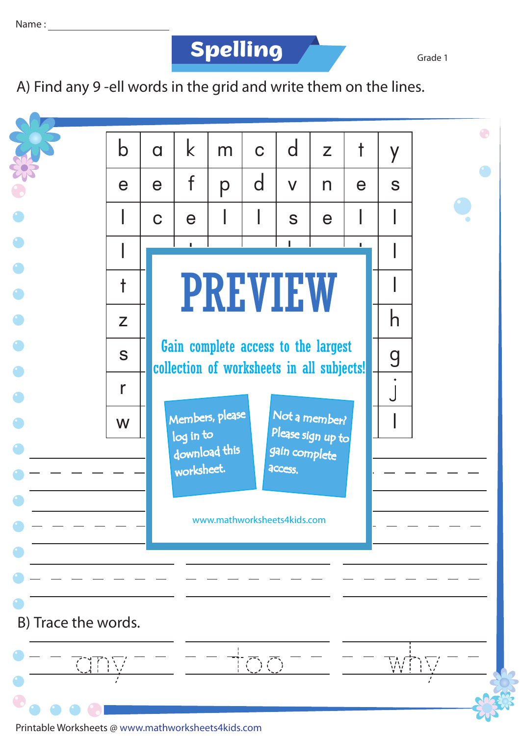Name : ____________________

# Spelling

Grade 1

A) Find any 9 -ell words in the grid and write them on the lines.

| b | a | k | m | c | d | z | t | y |
|---|---|---|---|---|---|---|---|---|
| e | e | f | p | d | v | n | e | s |
| l | c | e | l | l | s | e | l | l |
| l | | | | | | | | l |
| t | | | | | | | | l |
| z | | | | | | | | h |
| s | | | | | | | | g |
| r | | | | | | | | j |
| w | | | | | | | | l |

PREVIEW

Gain complete access to the largest collection of worksheets in all subjects!

Members, please log in to download this worksheet.

Not a member? Please sign up to gain complete access.

www.mathworksheets4kids.com

B) Trace the words.

any  too  why

Printable Worksheets @ www.mathworksheets4kids.com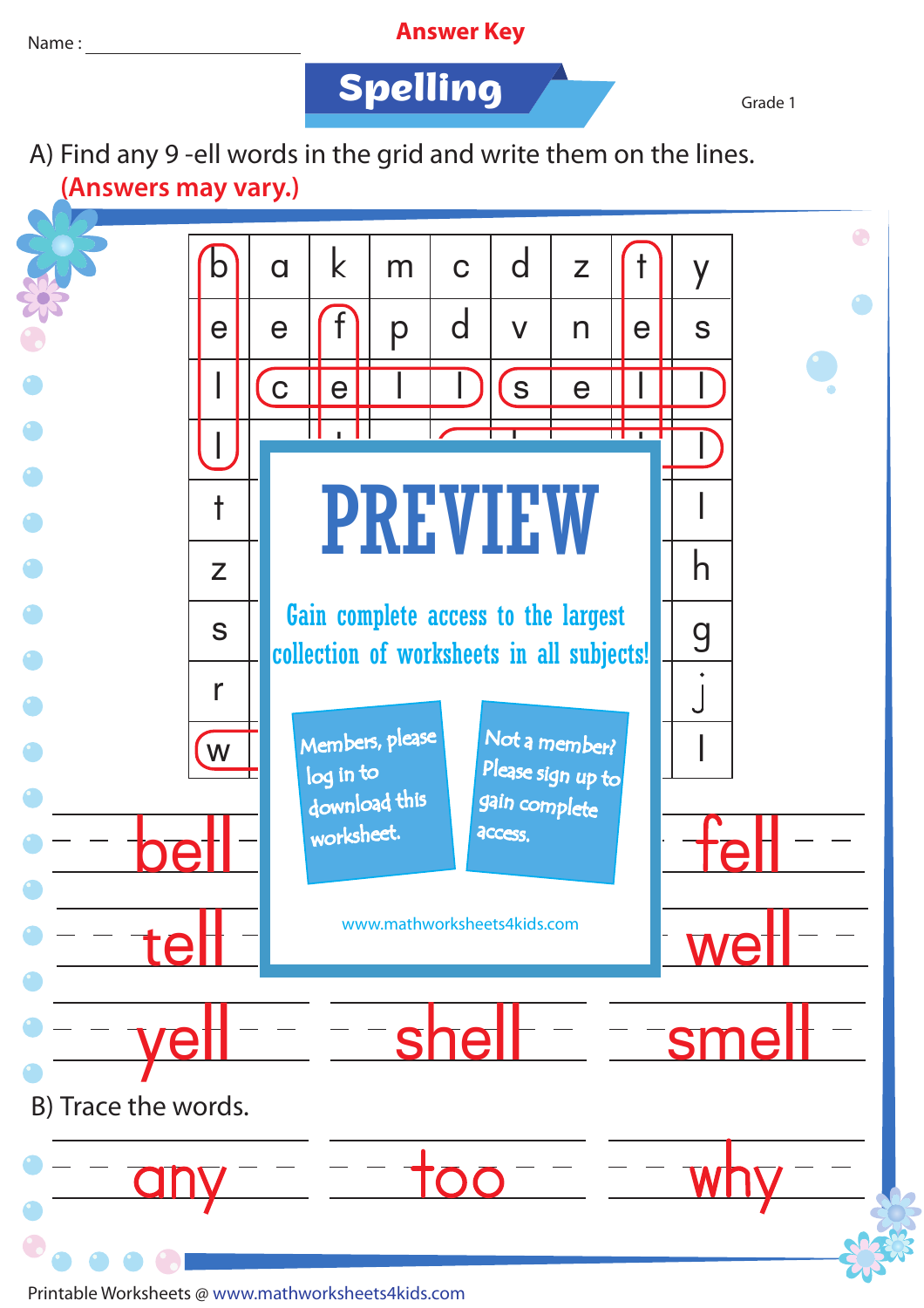Name : ____________________

Answer Key

# Spelling

Grade 1

A) Find any 9 -ell words in the grid and write them on the lines.
**(Answers may vary.)**

| | | | | | | | | |
|---|---|---|---|---|---|---|---|---|
| b | a | k | m | c | d | z | t | y |
| e | e | f | p | d | v | n | e | s |
| l | c | e | l | l | s | e | l | l |
| l | | | | | | | | l |
| t | | | | | | | | l |
| z | | | | | | | | h |
| s | | | | | | | | g |
| r | | | | | | | | j |
| w | | | | | | | | l |

PREVIEW

Gain complete access to the largest collection of worksheets in all subjects!

Members, please log in to download this worksheet.

Not a member? Please sign up to gain complete access.

www.mathworksheets4kids.com

bell
fell
tell
well
yell
shell
smell

B) Trace the words.

any
too
why